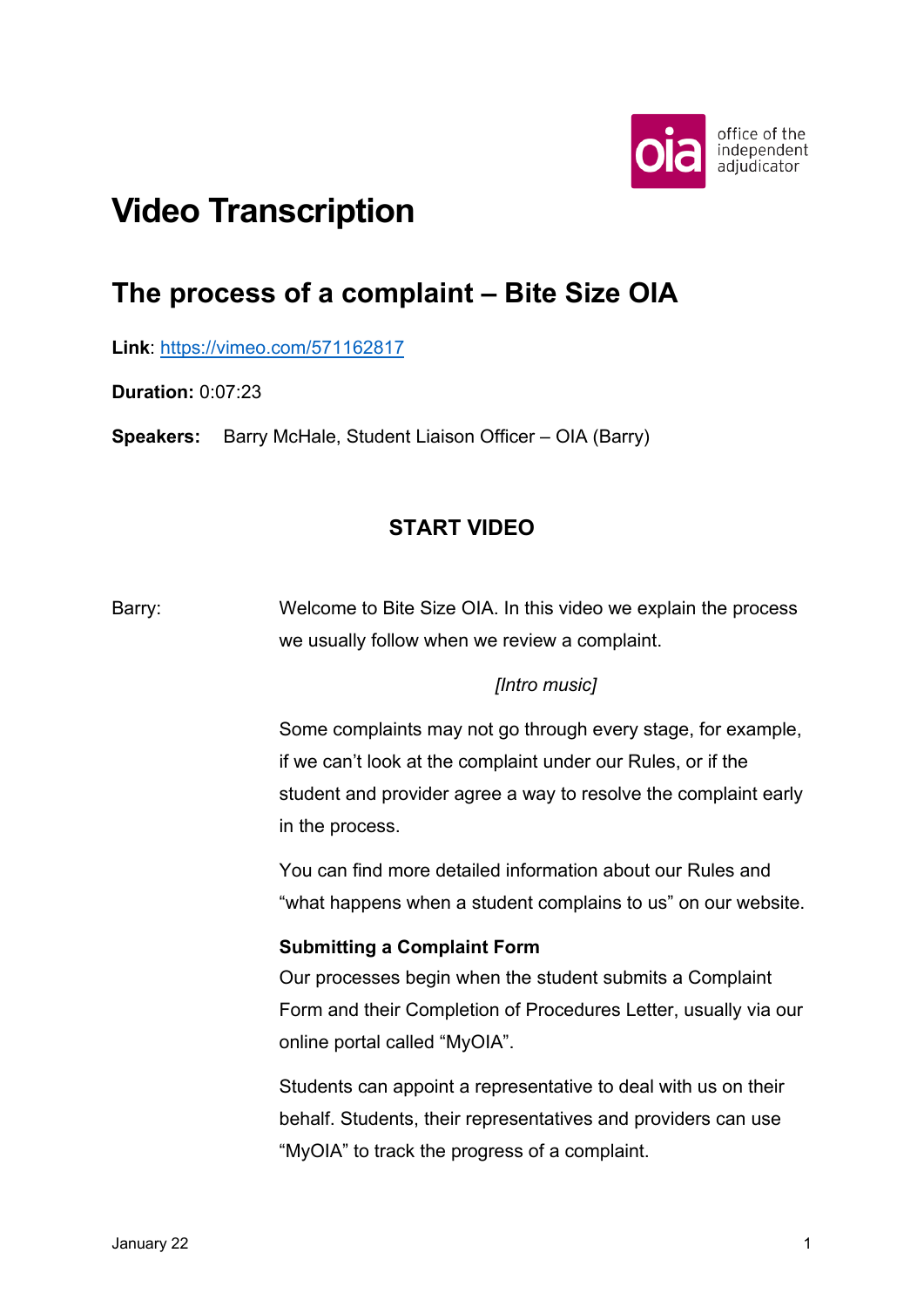# Video Transcription

## The process of a complaint – Bite Size OIA

**Link**: [https://vimeo.com/571162817](https://vimeo.com/571162817)

**Duration:** 0:07:23

**Speakers:** Barry McHale, Student Liaison Officer – OIA (Barry)

### START VIDEO

Barry: Welcome to Bite Size OIA. In this video we explain the process we usually follow when we review a complaint.

*[Intro music]*

Some complaints may not go through every stage, for example, if we can't look at the complaint under our Rules, or if the student and provider agree a way to resolve the complaint early in the process.

You can find more detailed information about our Rules and "what happens when a student complains to us" on our website.

**Submitting a Complaint Form**

Our processes begin when the student submits a Complaint Form and their Completion of Procedures Letter, usually via our online portal called "MyOIA".

Students can appoint a representative to deal with us on their behalf. Students, their representatives and providers can use "MyOIA" to track the progress of a complaint.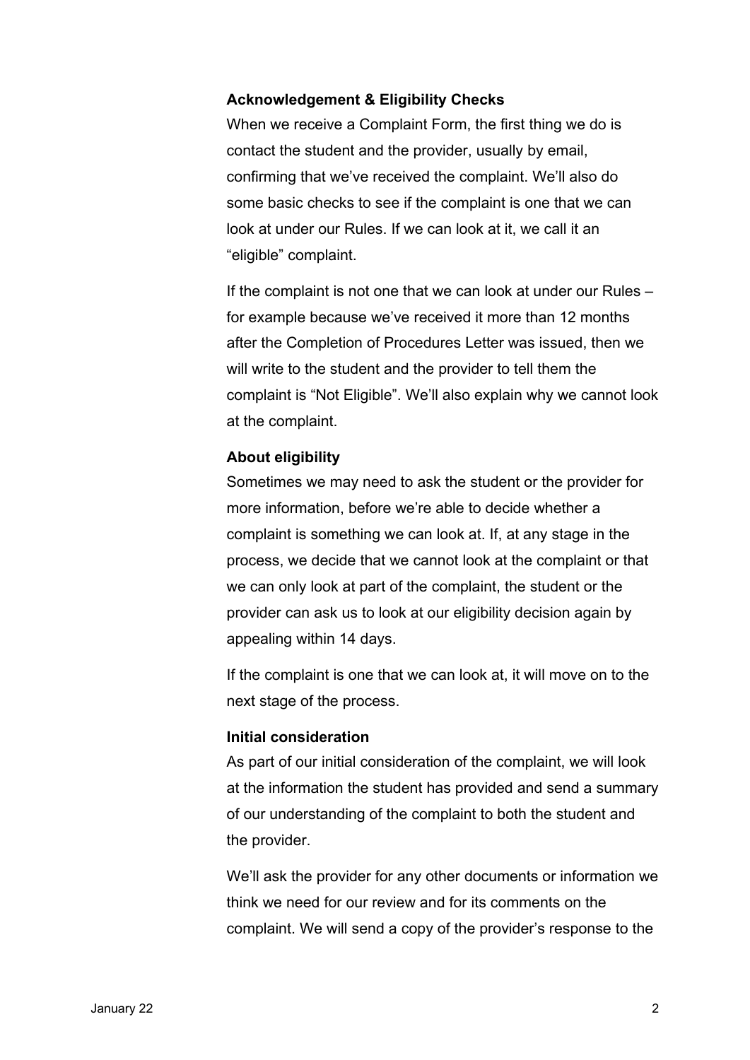**Acknowledgement & Eligibility Checks**

When we receive a Complaint Form, the first thing we do is contact the student and the provider, usually by email, confirming that we've received the complaint. We'll also do some basic checks to see if the complaint is one that we can look at under our Rules. If we can look at it, we call it an "eligible" complaint.

If the complaint is not one that we can look at under our Rules – for example because we've received it more than 12 months after the Completion of Procedures Letter was issued, then we will write to the student and the provider to tell them the complaint is "Not Eligible". We'll also explain why we cannot look at the complaint.

**About eligibility**

Sometimes we may need to ask the student or the provider for more information, before we're able to decide whether a complaint is something we can look at. If, at any stage in the process, we decide that we cannot look at the complaint or that we can only look at part of the complaint, the student or the provider can ask us to look at our eligibility decision again by appealing within 14 days.

If the complaint is one that we can look at, it will move on to the next stage of the process.

**Initial consideration**

As part of our initial consideration of the complaint, we will look at the information the student has provided and send a summary of our understanding of the complaint to both the student and the provider.

We'll ask the provider for any other documents or information we think we need for our review and for its comments on the complaint. We will send a copy of the provider's response to the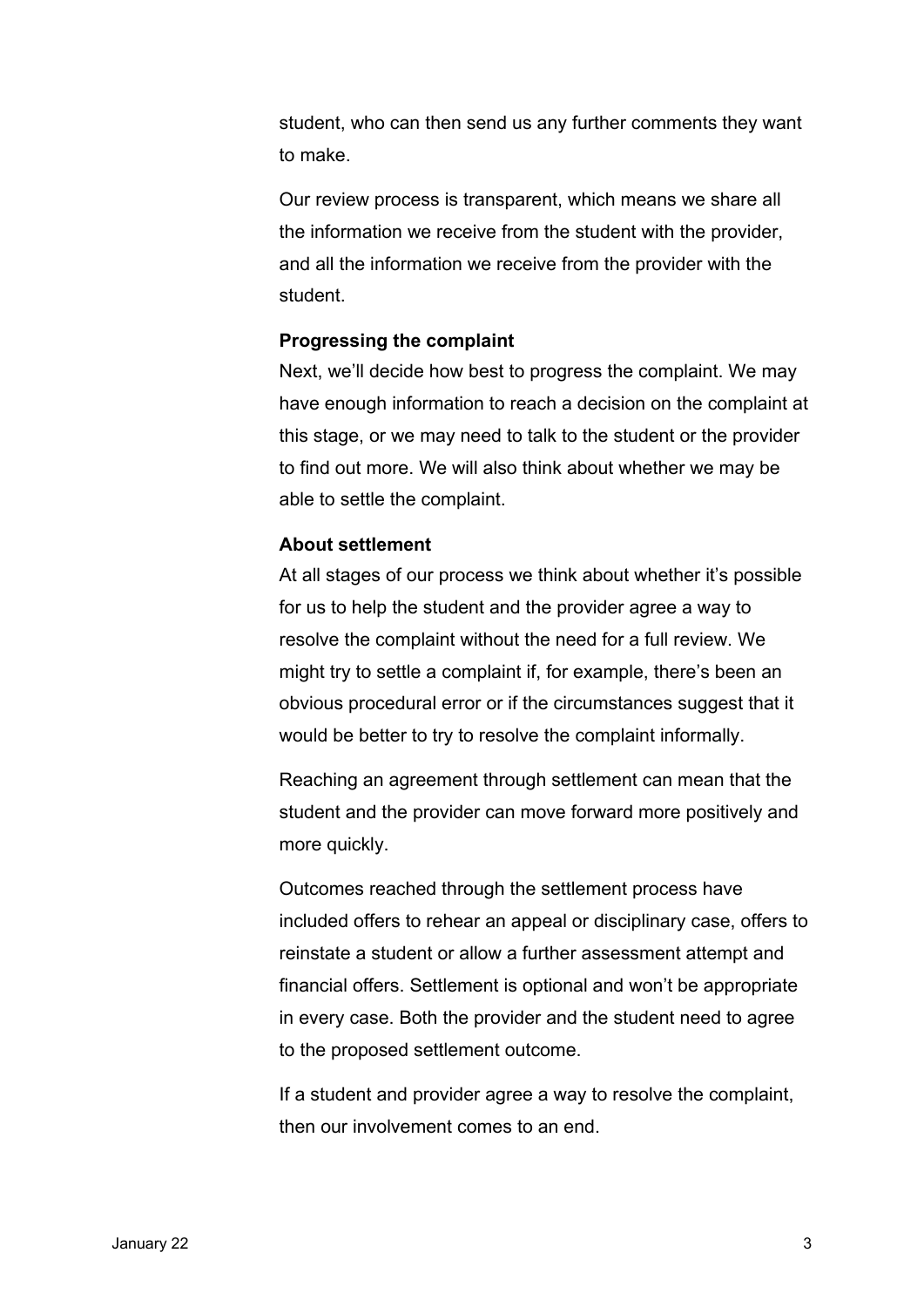student, who can then send us any further comments they want to make.

Our review process is transparent, which means we share all the information we receive from the student with the provider, and all the information we receive from the provider with the student.

**Progressing the complaint**

Next, we'll decide how best to progress the complaint. We may have enough information to reach a decision on the complaint at this stage, or we may need to talk to the student or the provider to find out more. We will also think about whether we may be able to settle the complaint.

**About settlement**

At all stages of our process we think about whether it's possible for us to help the student and the provider agree a way to resolve the complaint without the need for a full review. We might try to settle a complaint if, for example, there's been an obvious procedural error or if the circumstances suggest that it would be better to try to resolve the complaint informally.

Reaching an agreement through settlement can mean that the student and the provider can move forward more positively and more quickly.

Outcomes reached through the settlement process have included offers to rehear an appeal or disciplinary case, offers to reinstate a student or allow a further assessment attempt and financial offers. Settlement is optional and won't be appropriate in every case. Both the provider and the student need to agree to the proposed settlement outcome.

If a student and provider agree a way to resolve the complaint, then our involvement comes to an end.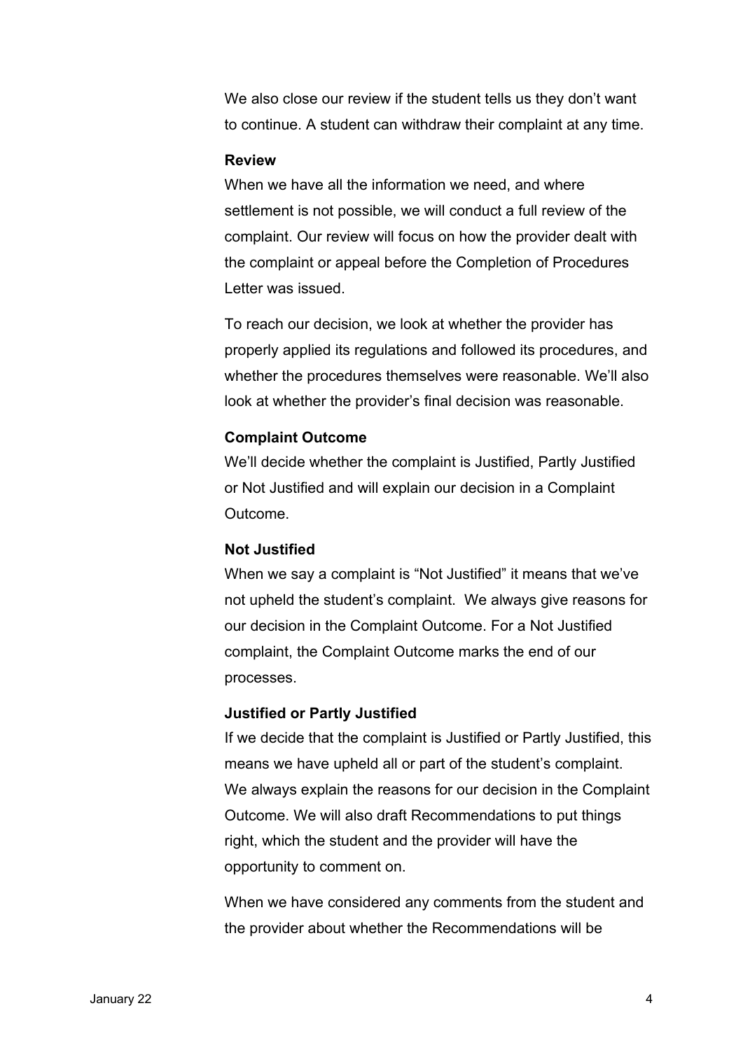We also close our review if the student tells us they don't want to continue. A student can withdraw their complaint at any time.

**Review**

When we have all the information we need, and where settlement is not possible, we will conduct a full review of the complaint. Our review will focus on how the provider dealt with the complaint or appeal before the Completion of Procedures Letter was issued.

To reach our decision, we look at whether the provider has properly applied its regulations and followed its procedures, and whether the procedures themselves were reasonable. We'll also look at whether the provider's final decision was reasonable.

**Complaint Outcome**

We'll decide whether the complaint is Justified, Partly Justified or Not Justified and will explain our decision in a Complaint Outcome.

**Not Justified**

When we say a complaint is "Not Justified" it means that we've not upheld the student's complaint. We always give reasons for our decision in the Complaint Outcome. For a Not Justified complaint, the Complaint Outcome marks the end of our processes.

**Justified or Partly Justified**

If we decide that the complaint is Justified or Partly Justified, this means we have upheld all or part of the student's complaint. We always explain the reasons for our decision in the Complaint Outcome. We will also draft Recommendations to put things right, which the student and the provider will have the opportunity to comment on.

When we have considered any comments from the student and the provider about whether the Recommendations will be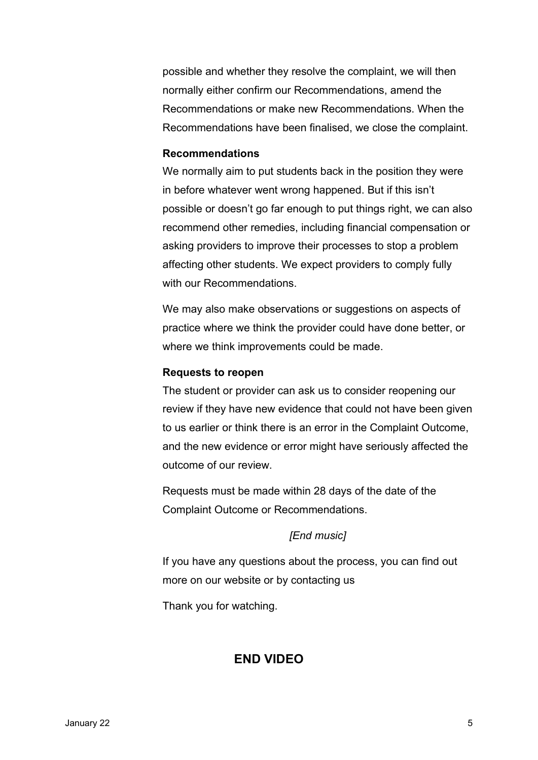possible and whether they resolve the complaint, we will then normally either confirm our Recommendations, amend the Recommendations or make new Recommendations. When the Recommendations have been finalised, we close the complaint.

**Recommendations**

We normally aim to put students back in the position they were in before whatever went wrong happened. But if this isn't possible or doesn't go far enough to put things right, we can also recommend other remedies, including financial compensation or asking providers to improve their processes to stop a problem affecting other students. We expect providers to comply fully with our Recommendations.

We may also make observations or suggestions on aspects of practice where we think the provider could have done better, or where we think improvements could be made.

**Requests to reopen**

The student or provider can ask us to consider reopening our review if they have new evidence that could not have been given to us earlier or think there is an error in the Complaint Outcome, and the new evidence or error might have seriously affected the outcome of our review.

Requests must be made within 28 days of the date of the Complaint Outcome or Recommendations.

*[End music]*

If you have any questions about the process, you can find out more on our website or by contacting us

Thank you for watching.

## END VIDEO